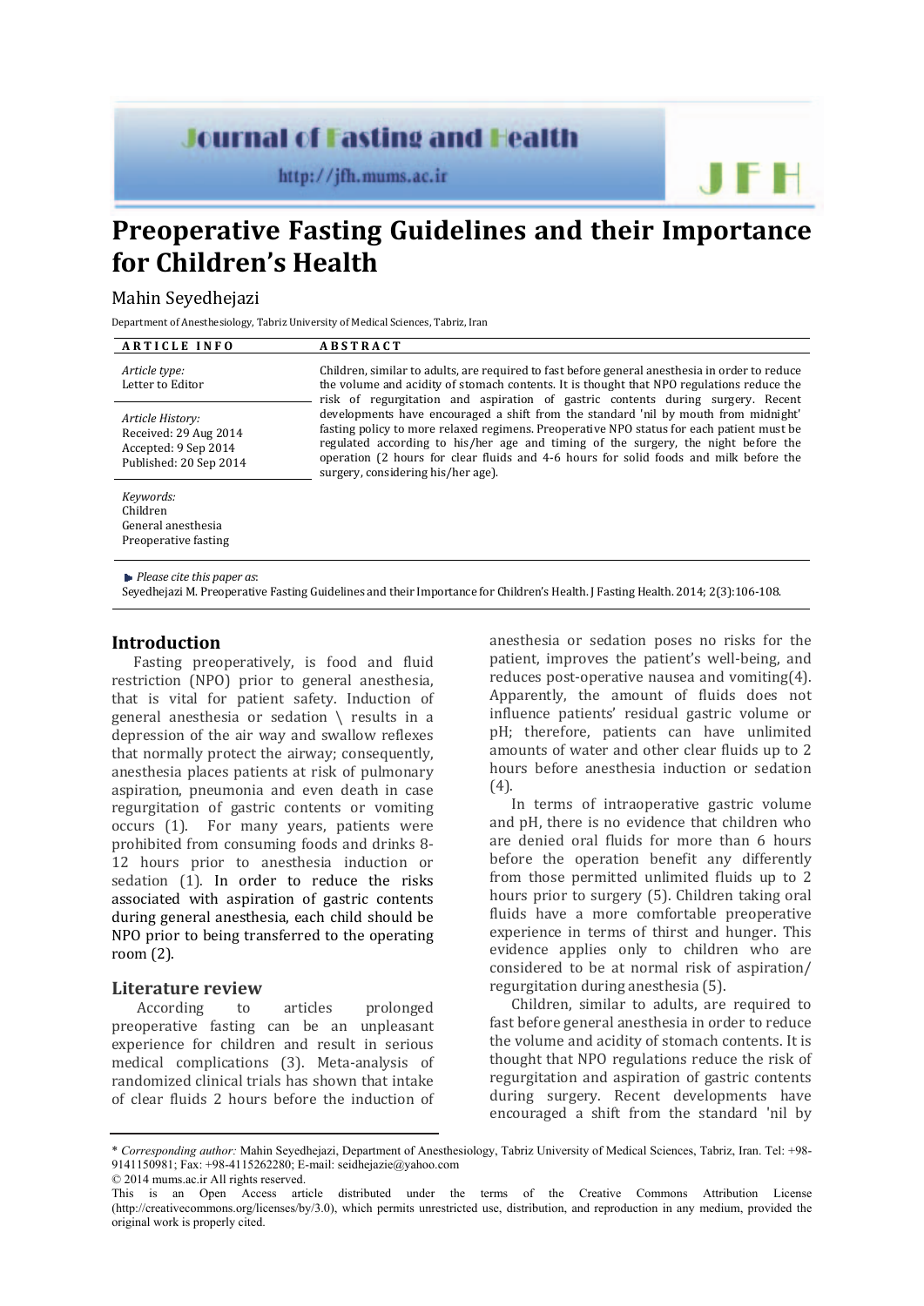# Preoperative Fasting Guidelines and their Importance for Children's Health

Mahin Seyedhejazi

Department of Anesthesiology, Tabriz University of Medical Sciences, Tabriz, Iran

**ARTICLE INFO**

*Article type:*
Letter to Editor

*Article History:*
Received: 29 Aug 2014
Accepted: 9 Sep 2014
Published: 20 Sep 2014

*Keywords:*
Children
General anesthesia
Preoperative fasting

**ABSTRACT**

Children, similar to adults, are required to fast before general anesthesia in order to reduce the volume and acidity of stomach contents. It is thought that NPO regulations reduce the risk of regurgitation and aspiration of gastric contents during surgery. Recent developments have encouraged a shift from the standard 'nil by mouth from midnight' fasting policy to more relaxed regimens. Preoperative NPO status for each patient must be regulated according to his/her age and timing of the surgery, the night before the operation (2 hours for clear fluids and 4-6 hours for solid foods and milk before the surgery, considering his/her age).

*Please cite this paper as*:
Seyedhejazi M. Preoperative Fasting Guidelines and their Importance for Children's Health. J Fasting Health. 2014; 2(3):106-108.

## Introduction

Fasting preoperatively, is food and fluid restriction (NPO) prior to general anesthesia, that is vital for patient safety. Induction of general anesthesia or sedation \ results in a depression of the air way and swallow reflexes that normally protect the airway; consequently, anesthesia places patients at risk of pulmonary aspiration, pneumonia and even death in case regurgitation of gastric contents or vomiting occurs (1). For many years, patients were prohibited from consuming foods and drinks 8-12 hours prior to anesthesia induction or sedation (1). In order to reduce the risks associated with aspiration of gastric contents during general anesthesia, each child should be NPO prior to being transferred to the operating room (2).

## Literature review

According to articles prolonged preoperative fasting can be an unpleasant experience for children and result in serious medical complications (3). Meta-analysis of randomized clinical trials has shown that intake of clear fluids 2 hours before the induction of anesthesia or sedation poses no risks for the patient, improves the patient's well-being, and reduces post-operative nausea and vomiting(4). Apparently, the amount of fluids does not influence patients' residual gastric volume or pH; therefore, patients can have unlimited amounts of water and other clear fluids up to 2 hours before anesthesia induction or sedation (4).

In terms of intraoperative gastric volume and pH, there is no evidence that children who are denied oral fluids for more than 6 hours before the operation benefit any differently from those permitted unlimited fluids up to 2 hours prior to surgery (5). Children taking oral fluids have a more comfortable preoperative experience in terms of thirst and hunger. This evidence applies only to children who are considered to be at normal risk of aspiration/ regurgitation during anesthesia (5).

Children, similar to adults, are required to fast before general anesthesia in order to reduce the volume and acidity of stomach contents. It is thought that NPO regulations reduce the risk of regurgitation and aspiration of gastric contents during surgery. Recent developments have encouraged a shift from the standard 'nil by

---

\* *Corresponding author:* Mahin Seyedhejazi, Department of Anesthesiology, Tabriz University of Medical Sciences, Tabriz, Iran. Tel: +98-9141150981; Fax: +98-4115262280; E-mail: seidhejazie@yahoo.com

© 2014 mums.ac.ir All rights reserved.

This is an Open Access article distributed under the terms of the Creative Commons Attribution License (http://creativecommons.org/licenses/by/3.0), which permits unrestricted use, distribution, and reproduction in any medium, provided the original work is properly cited.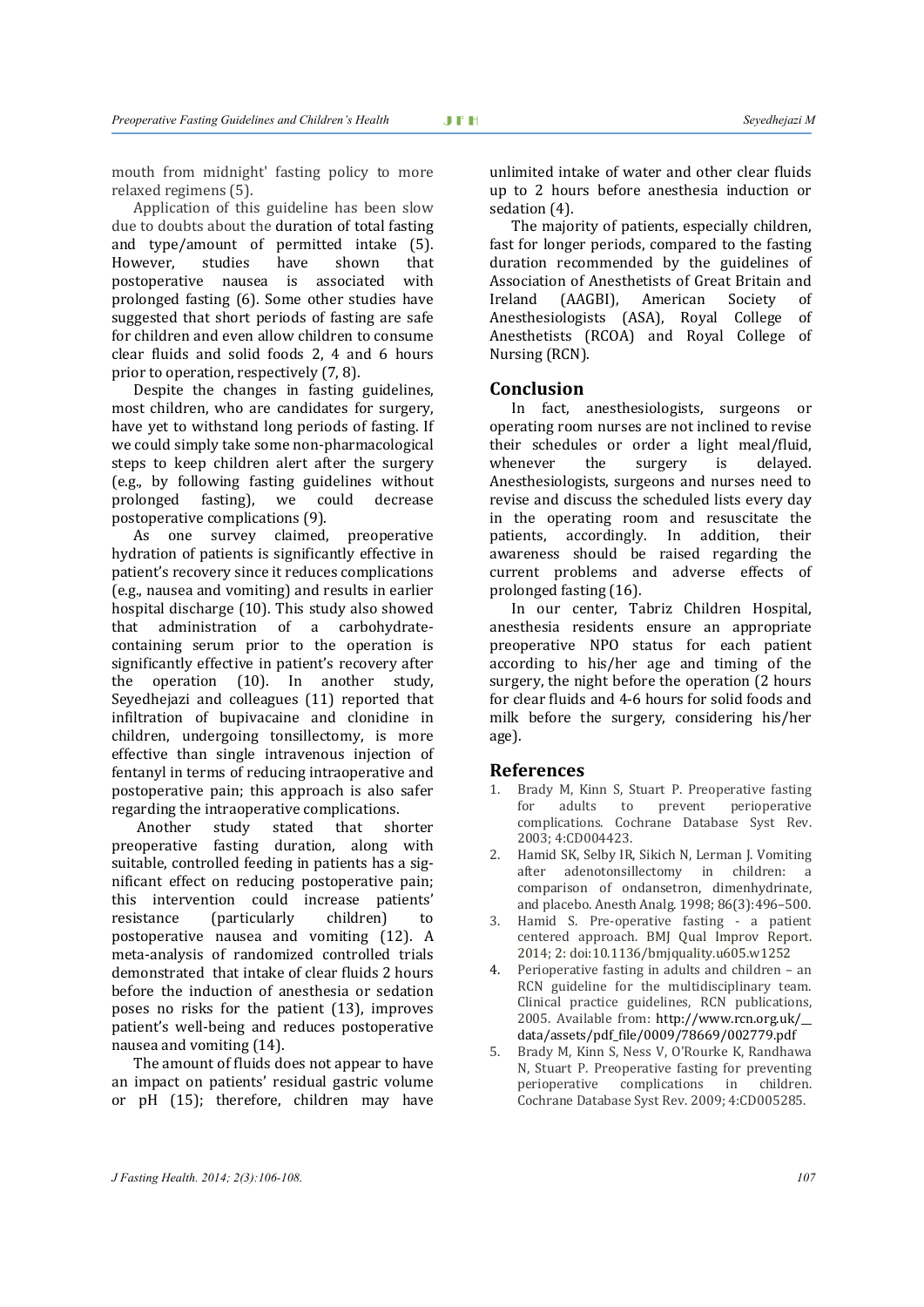mouth from midnight' fasting policy to more relaxed regimens (5).

Application of this guideline has been slow due to doubts about the duration of total fasting and type/amount of permitted intake (5). However, studies have shown that postoperative nausea is associated with prolonged fasting (6). Some other studies have suggested that short periods of fasting are safe for children and even allow children to consume clear fluids and solid foods 2, 4 and 6 hours prior to operation, respectively (7, 8).

Despite the changes in fasting guidelines, most children, who are candidates for surgery, have yet to withstand long periods of fasting. If we could simply take some non-pharmacological steps to keep children alert after the surgery (e.g., by following fasting guidelines without prolonged fasting), we could decrease postoperative complications (9).

As one survey claimed, preoperative hydration of patients is significantly effective in patient's recovery since it reduces complications (e.g., nausea and vomiting) and results in earlier hospital discharge (10). This study also showed that administration of a carbohydrate-containing serum prior to the operation is significantly effective in patient's recovery after the operation (10). In another study, Seyedhejazi and colleagues (11) reported that infiltration of bupivacaine and clonidine in children, undergoing tonsillectomy, is more effective than single intravenous injection of fentanyl in terms of reducing intraoperative and postoperative pain; this approach is also safer regarding the intraoperative complications.

Another study stated that shorter preoperative fasting duration, along with suitable, controlled feeding in patients has a significant effect on reducing postoperative pain; this intervention could increase patients' resistance (particularly children) to postoperative nausea and vomiting (12). A meta-analysis of randomized controlled trials demonstrated that intake of clear fluids 2 hours before the induction of anesthesia or sedation poses no risks for the patient (13), improves patient's well-being and reduces postoperative nausea and vomiting (14).

The amount of fluids does not appear to have an impact on patients' residual gastric volume or pH (15); therefore, children may have unlimited intake of water and other clear fluids up to 2 hours before anesthesia induction or sedation (4).

The majority of patients, especially children, fast for longer periods, compared to the fasting duration recommended by the guidelines of Association of Anesthetists of Great Britain and Ireland (AAGBI), American Society of Anesthesiologists (ASA), Royal College of Anesthetists (RCOA) and Royal College of Nursing (RCN).

## Conclusion

In fact, anesthesiologists, surgeons or operating room nurses are not inclined to revise their schedules or order a light meal/fluid, whenever the surgery is delayed. Anesthesiologists, surgeons and nurses need to revise and discuss the scheduled lists every day in the operating room and resuscitate the patients, accordingly. In addition, their awareness should be raised regarding the current problems and adverse effects of prolonged fasting (16).

In our center, Tabriz Children Hospital, anesthesia residents ensure an appropriate preoperative NPO status for each patient according to his/her age and timing of the surgery, the night before the operation (2 hours for clear fluids and 4-6 hours for solid foods and milk before the surgery, considering his/her age).

## References

1. Brady M, Kinn S, Stuart P. Preoperative fasting for adults to prevent perioperative complications. Cochrane Database Syst Rev. 2003; 4:CD004423.
2. Hamid SK, Selby IR, Sikich N, Lerman J. Vomiting after adenotonsillectomy in children: a comparison of ondansetron, dimenhydrinate, and placebo. Anesth Analg. 1998; 86(3):496–500.
3. Hamid S. Pre-operative fasting - a patient centered approach. BMJ Qual Improv Report. 2014; 2: doi:10.1136/bmjquality.u605.w1252
4. Perioperative fasting in adults and children – an RCN guideline for the multidisciplinary team. Clinical practice guidelines, RCN publications, 2005. Available from: http://www.rcn.org.uk/__data/assets/pdf_file/0009/78669/002779.pdf
5. Brady M, Kinn S, Ness V, O'Rourke K, Randhawa N, Stuart P. Preoperative fasting for preventing perioperative complications in children. Cochrane Database Syst Rev. 2009; 4:CD005285.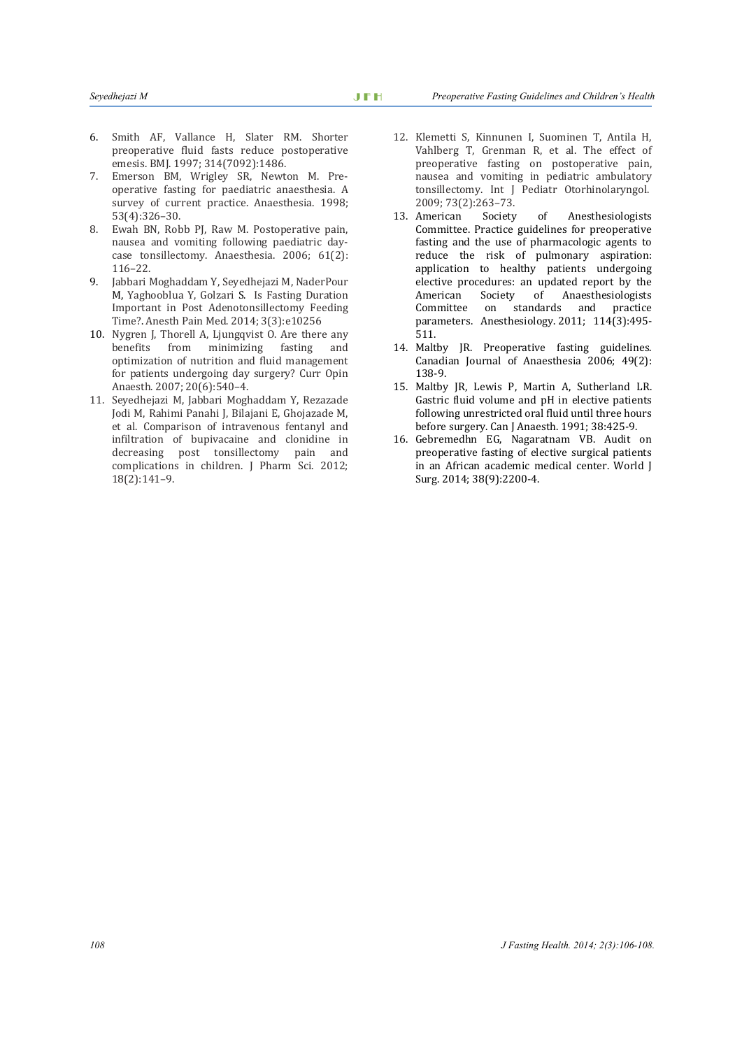6. Smith AF, Vallance H, Slater RM. Shorter preoperative fluid fasts reduce postoperative emesis. BMJ. 1997; 314(7092):1486.
7. Emerson BM, Wrigley SR, Newton M. Pre-operative fasting for paediatric anaesthesia. A survey of current practice. Anaesthesia. 1998; 53(4):326–30.
8. Ewah BN, Robb PJ, Raw M. Postoperative pain, nausea and vomiting following paediatric day-case tonsillectomy. Anaesthesia. 2006; 61(2): 116–22.
9. Jabbari Moghaddam Y, Seyedhejazi M, NaderPour M, Yaghooblua Y, Golzari S. Is Fasting Duration Important in Post Adenotonsillectomy Feeding Time?. Anesth Pain Med. 2014; 3(3):e10256
10. Nygren J, Thorell A, Ljungqvist O. Are there any benefits from minimizing fasting and optimization of nutrition and fluid management for patients undergoing day surgery? Curr Opin Anaesth. 2007; 20(6):540–4.
11. Seyedhejazi M, Jabbari Moghaddam Y, Rezazade Jodi M, Rahimi Panahi J, Bilajani E, Ghojazade M, et al. Comparison of intravenous fentanyl and infiltration of bupivacaine and clonidine in decreasing post tonsillectomy pain and complications in children. J Pharm Sci. 2012; 18(2):141–9.
12. Klemetti S, Kinnunen I, Suominen T, Antila H, Vahlberg T, Grenman R, et al. The effect of preoperative fasting on postoperative pain, nausea and vomiting in pediatric ambulatory tonsillectomy. Int J Pediatr Otorhinolaryngol. 2009; 73(2):263–73.
13. American Society of Anesthesiologists Committee. Practice guidelines for preoperative fasting and the use of pharmacologic agents to reduce the risk of pulmonary aspiration: application to healthy patients undergoing elective procedures: an updated report by the American Society of Anaesthesiologists Committee on standards and practice parameters. Anesthesiology. 2011; 114(3):495-511.
14. Maltby JR. Preoperative fasting guidelines. Canadian Journal of Anaesthesia 2006; 49(2): 138-9.
15. Maltby JR, Lewis P, Martin A, Sutherland LR. Gastric fluid volume and pH in elective patients following unrestricted oral fluid until three hours before surgery. Can J Anaesth. 1991; 38:425-9.
16. Gebremedhn EG, Nagaratnam VB. Audit on preoperative fasting of elective surgical patients in an African academic medical center. World J Surg. 2014; 38(9):2200-4.